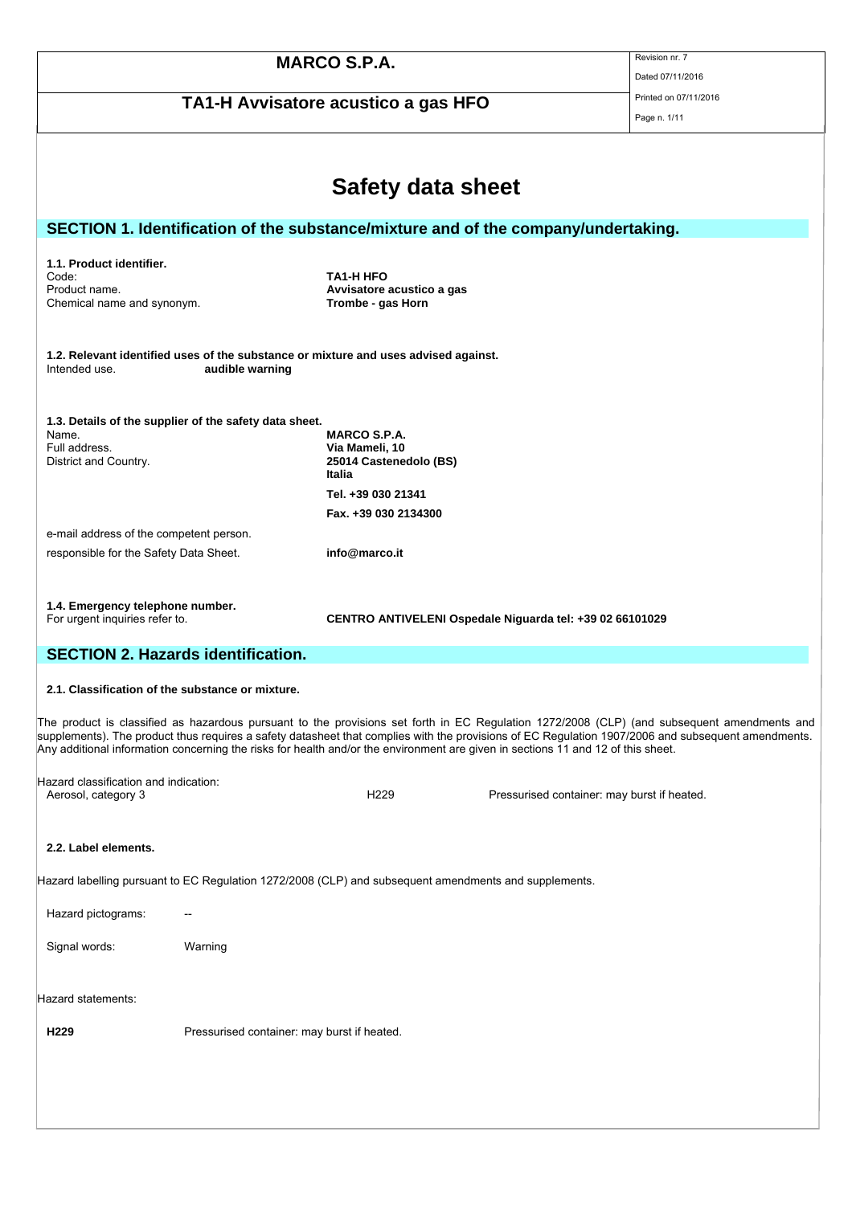# Safety data sheet

## SECTION 1. Identification of the substance/mixture and of the company/undertaking.

**1.1. Product identifier.**

| | |
|---|---|
| Code: | **TA1-H HFO** |
| Product name. | **Avvisatore acustico a gas** |
| Chemical name and synonym. | **Trombe - gas Horn** |

**1.2. Relevant identified uses of the substance or mixture and uses advised against.**

Intended use. **audible warning**

**1.3. Details of the supplier of the safety data sheet.**

| | |
|---|---|
| Name. | **MARCO S.P.A.** |
| Full address. | **Via Mameli, 10** |
| District and Country. | **25014 Castenedolo (BS)** |
| | **Italia** |
| | **Tel. +39 030 21341** |
| | **Fax. +39 030 2134300** |
| e-mail address of the competent person. | |
| responsible for the Safety Data Sheet. | **info@marco.it** |

**1.4. Emergency telephone number.**

For urgent inquiries refer to. **CENTRO ANTIVELENI Ospedale Niguarda tel: +39 02 66101029**

## SECTION 2. Hazards identification.

**2.1. Classification of the substance or mixture.**

The product is classified as hazardous pursuant to the provisions set forth in EC Regulation 1272/2008 (CLP) (and subsequent amendments and supplements). The product thus requires a safety datasheet that complies with the provisions of EC Regulation 1907/2006 and subsequent amendments. Any additional information concerning the risks for health and/or the environment are given in sections 11 and 12 of this sheet.

Hazard classification and indication:

| | | |
|---|---|---|
| Aerosol, category 3 | H229 | Pressurised container: may burst if heated. |

**2.2. Label elements.**

Hazard labelling pursuant to EC Regulation 1272/2008 (CLP) and subsequent amendments and supplements.

Hazard pictograms: --

Signal words: Warning

Hazard statements:

**H229** Pressurised container: may burst if heated.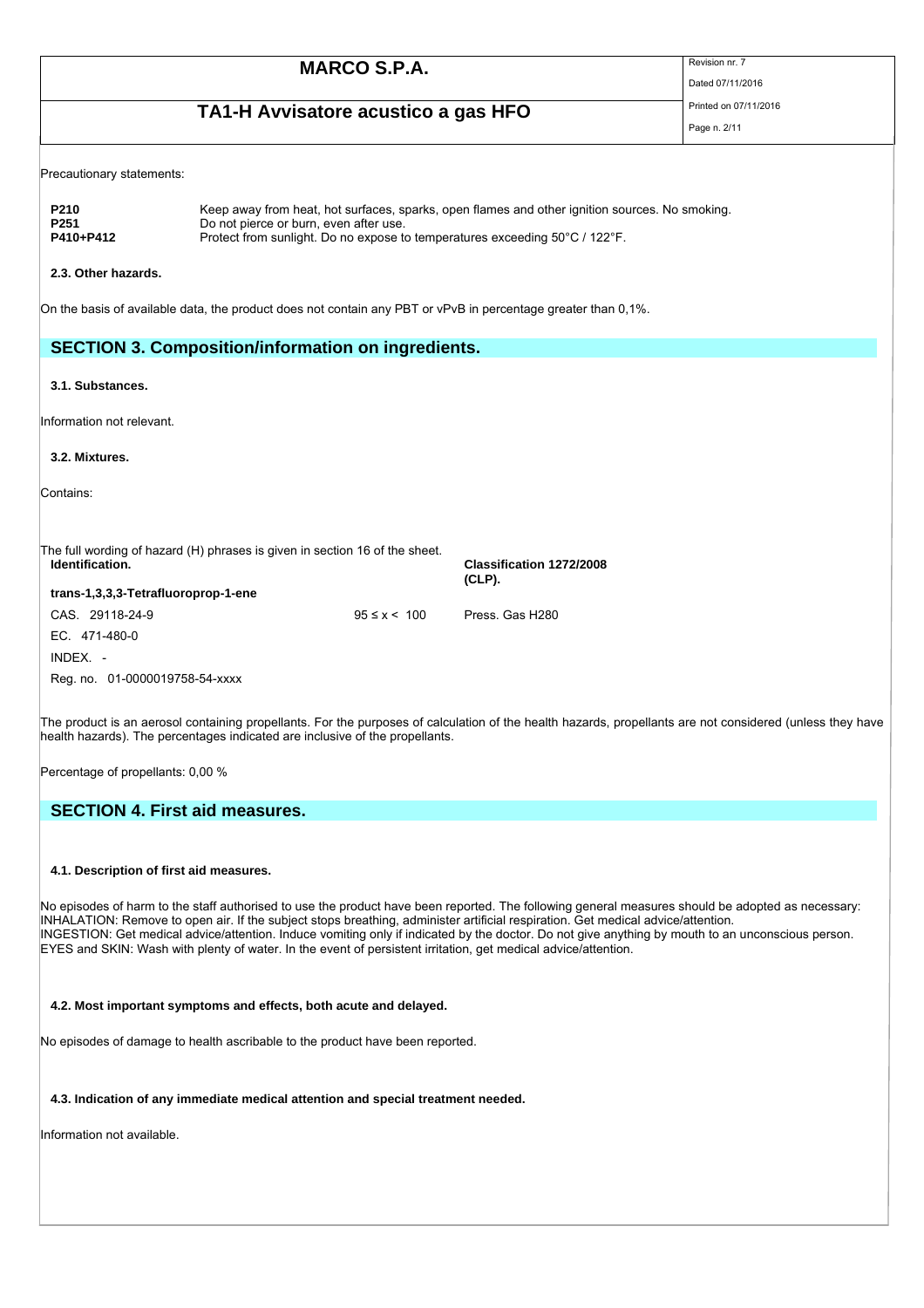Precautionary statements:

| | |
|---|---|
| **P210** | Keep away from heat, hot surfaces, sparks, open flames and other ignition sources. No smoking. |
| **P251** | Do not pierce or burn, even after use. |
| **P410+P412** | Protect from sunlight. Do no expose to temperatures exceeding 50°C / 122°F. |

### 2.3. Other hazards.

On the basis of available data, the product does not contain any PBT or vPvB in percentage greater than 0,1%.

## SECTION 3. Composition/information on ingredients.

### 3.1. Substances.

Information not relevant.

### 3.2. Mixtures.

Contains:

The full wording of hazard (H) phrases is given in section 16 of the sheet.

| **Identification.** | | **Classification 1272/2008 (CLP).** |
|---|---|---|
| **trans-1,3,3,3-Tetrafluoroprop-1-ene** | | |
| CAS. 29118-24-9 | 95 ≤ x < 100 | Press. Gas H280 |
| EC. 471-480-0 | | |
| INDEX. - | | |
| Reg. no. 01-0000019758-54-xxxx | | |

The product is an aerosol containing propellants. For the purposes of calculation of the health hazards, propellants are not considered (unless they have health hazards). The percentages indicated are inclusive of the propellants.

Percentage of propellants: 0,00 %

## SECTION 4. First aid measures.

### 4.1. Description of first aid measures.

No episodes of harm to the staff authorised to use the product have been reported. The following general measures should be adopted as necessary:
INHALATION: Remove to open air. If the subject stops breathing, administer artificial respiration. Get medical advice/attention.
INGESTION: Get medical advice/attention. Induce vomiting only if indicated by the doctor. Do not give anything by mouth to an unconscious person.
EYES and SKIN: Wash with plenty of water. In the event of persistent irritation, get medical advice/attention.

### 4.2. Most important symptoms and effects, both acute and delayed.

No episodes of damage to health ascribable to the product have been reported.

### 4.3. Indication of any immediate medical attention and special treatment needed.

Information not available.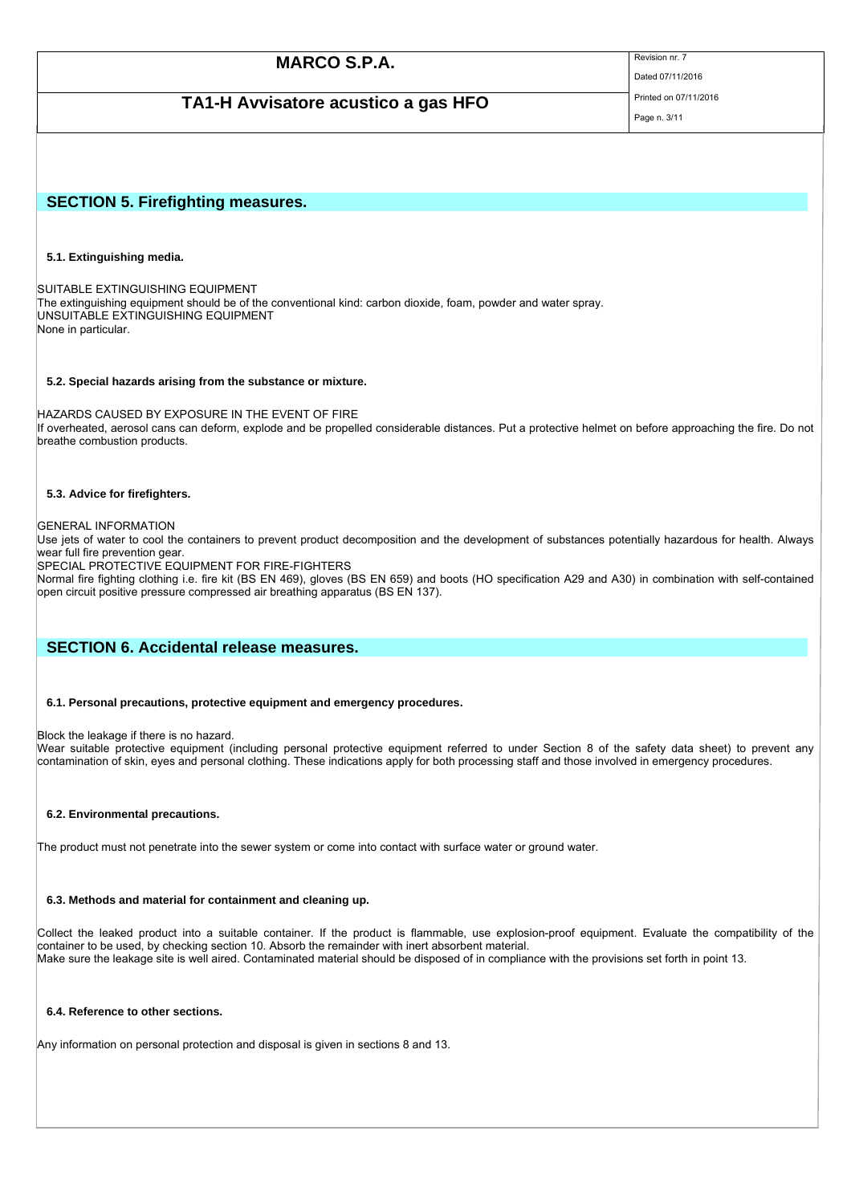## SECTION 5. Firefighting measures.

### 5.1. Extinguishing media.

SUITABLE EXTINGUISHING EQUIPMENT
The extinguishing equipment should be of the conventional kind: carbon dioxide, foam, powder and water spray.
UNSUITABLE EXTINGUISHING EQUIPMENT
None in particular.

### 5.2. Special hazards arising from the substance or mixture.

HAZARDS CAUSED BY EXPOSURE IN THE EVENT OF FIRE
If overheated, aerosol cans can deform, explode and be propelled considerable distances. Put a protective helmet on before approaching the fire. Do not breathe combustion products.

### 5.3. Advice for firefighters.

GENERAL INFORMATION
Use jets of water to cool the containers to prevent product decomposition and the development of substances potentially hazardous for health. Always wear full fire prevention gear.
SPECIAL PROTECTIVE EQUIPMENT FOR FIRE-FIGHTERS
Normal fire fighting clothing i.e. fire kit (BS EN 469), gloves (BS EN 659) and boots (HO specification A29 and A30) in combination with self-contained open circuit positive pressure compressed air breathing apparatus (BS EN 137).

## SECTION 6. Accidental release measures.

### 6.1. Personal precautions, protective equipment and emergency procedures.

Block the leakage if there is no hazard.
Wear suitable protective equipment (including personal protective equipment referred to under Section 8 of the safety data sheet) to prevent any contamination of skin, eyes and personal clothing. These indications apply for both processing staff and those involved in emergency procedures.

### 6.2. Environmental precautions.

The product must not penetrate into the sewer system or come into contact with surface water or ground water.

### 6.3. Methods and material for containment and cleaning up.

Collect the leaked product into a suitable container. If the product is flammable, use explosion-proof equipment. Evaluate the compatibility of the container to be used, by checking section 10. Absorb the remainder with inert absorbent material.
Make sure the leakage site is well aired. Contaminated material should be disposed of in compliance with the provisions set forth in point 13.

### 6.4. Reference to other sections.

Any information on personal protection and disposal is given in sections 8 and 13.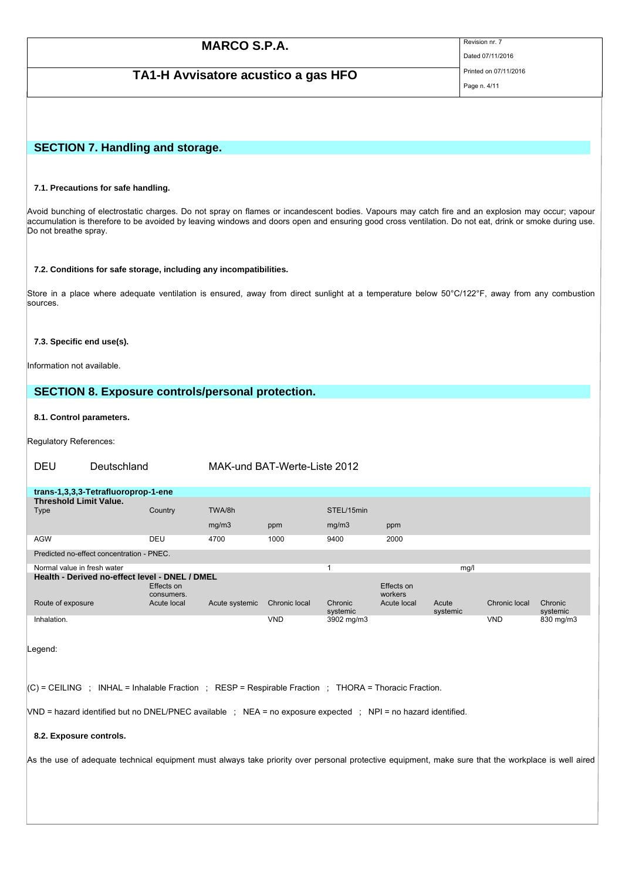## SECTION 7. Handling and storage.

### 7.1. Precautions for safe handling.

Avoid bunching of electrostatic charges. Do not spray on flames or incandescent bodies. Vapours may catch fire and an explosion may occur; vapour accumulation is therefore to be avoided by leaving windows and doors open and ensuring good cross ventilation. Do not eat, drink or smoke during use. Do not breathe spray.

### 7.2. Conditions for safe storage, including any incompatibilities.

Store in a place where adequate ventilation is ensured, away from direct sunlight at a temperature below 50°C/122°F, away from any combustion sources.

### 7.3. Specific end use(s).

Information not available.

## SECTION 8. Exposure controls/personal protection.

### 8.1. Control parameters.

Regulatory References:

DEU Deutschland MAK-und BAT-Werte-Liste 2012

**trans-1,3,3,3-Tetrafluoroprop-1-ene**

**Threshold Limit Value.**

| Type | Country | TWA/8h | | STEL/15min | |
|---|---|---|---|---|---|
| | | mg/m3 | ppm | mg/m3 | ppm |
| AGW | DEU | 4700 | 1000 | 9400 | 2000 |

Predicted no-effect concentration - PNEC.

| | | |
|---|---|---|
| Normal value in fresh water | 1 | mg/l |

**Health - Derived no-effect level - DNEL / DMEL**

| | Effects on consumers. | | | | Effects on workers | | | |
|---|---|---|---|---|---|---|---|---|
| Route of exposure | Acute local | Acute systemic | Chronic local | Chronic systemic | Acute local | Acute systemic | Chronic local | Chronic systemic |
| Inhalation. | | | VND | 3902 mg/m3 | | | VND | 830 mg/m3 |

Legend:

(C) = CEILING ; INHAL = Inhalable Fraction ; RESP = Respirable Fraction ; THORA = Thoracic Fraction.

VND = hazard identified but no DNEL/PNEC available ; NEA = no exposure expected ; NPI = no hazard identified.

### 8.2. Exposure controls.

As the use of adequate technical equipment must always take priority over personal protective equipment, make sure that the workplace is well aired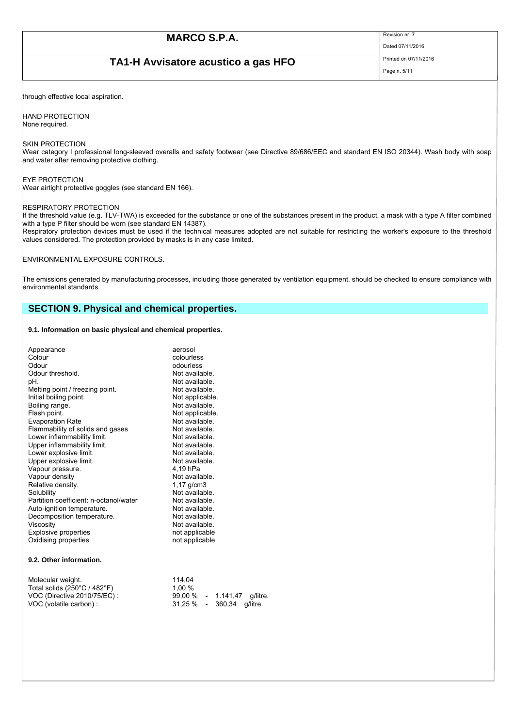through effective local aspiration.

HAND PROTECTION
None required.

SKIN PROTECTION
Wear category I professional long-sleeved overalls and safety footwear (see Directive 89/686/EEC and standard EN ISO 20344). Wash body with soap and water after removing protective clothing.

EYE PROTECTION
Wear airtight protective goggles (see standard EN 166).

RESPIRATORY PROTECTION
If the threshold value (e.g. TLV-TWA) is exceeded for the substance or one of the substances present in the product, a mask with a type A filter combined with a type P filter should be worn (see standard EN 14387).
Respiratory protection devices must be used if the technical measures adopted are not suitable for restricting the worker's exposure to the threshold values considered. The protection provided by masks is in any case limited.

ENVIRONMENTAL EXPOSURE CONTROLS.

The emissions generated by manufacturing processes, including those generated by ventilation equipment, should be checked to ensure compliance with environmental standards.

## SECTION 9. Physical and chemical properties.

### 9.1. Information on basic physical and chemical properties.

| | |
|---|---|
| Appearance | aerosol |
| Colour | colourless |
| Odour | odourless |
| Odour threshold. | Not available. |
| pH. | Not available. |
| Melting point / freezing point. | Not available. |
| Initial boiling point. | Not applicable. |
| Boiling range. | Not available. |
| Flash point. | Not applicable. |
| Evaporation Rate | Not available. |
| Flammability of solids and gases | Not available. |
| Lower inflammability limit. | Not available. |
| Upper inflammability limit. | Not available. |
| Lower explosive limit. | Not available. |
| Upper explosive limit. | Not available. |
| Vapour pressure. | 4,19 hPa |
| Vapour density | Not available. |
| Relative density. | 1,17 g/cm3 |
| Solubility | Not available. |
| Partition coefficient: n-octanol/water | Not available. |
| Auto-ignition temperature. | Not available. |
| Decomposition temperature. | Not available. |
| Viscosity | Not available. |
| Explosive properties | not applicable |
| Oxidising properties | not applicable |

### 9.2. Other information.

| | |
|---|---|
| Molecular weight. | 114,04 |
| Total solids (250°C / 482°F) | 1,00 % |
| VOC (Directive 2010/75/EC) : | 99,00 % - 1.141,47 g/litre. |
| VOC (volatile carbon) : | 31,25 % - 360,34 g/litre. |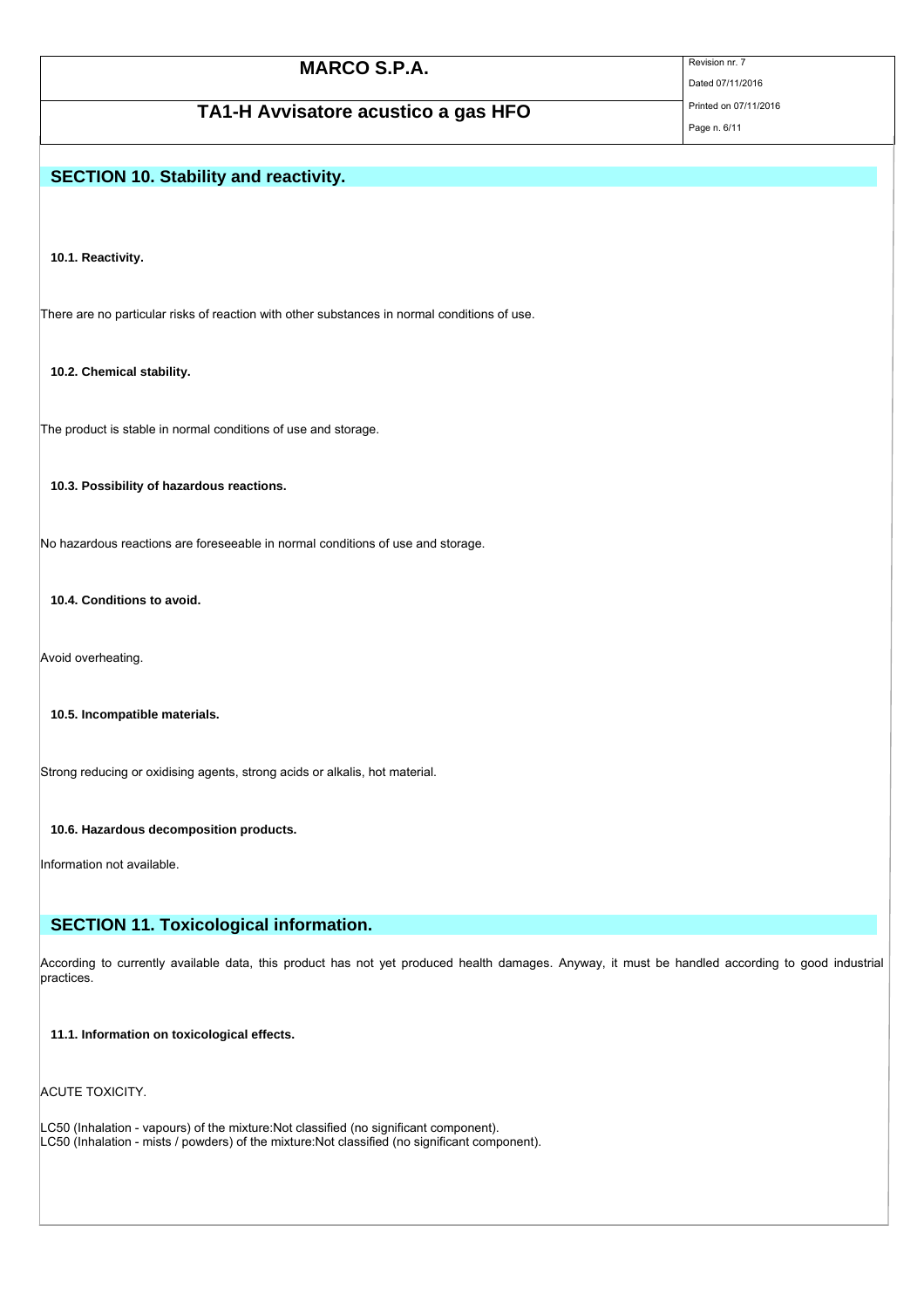## SECTION 10. Stability and reactivity.

### 10.1. Reactivity.

There are no particular risks of reaction with other substances in normal conditions of use.

### 10.2. Chemical stability.

The product is stable in normal conditions of use and storage.

### 10.3. Possibility of hazardous reactions.

No hazardous reactions are foreseeable in normal conditions of use and storage.

### 10.4. Conditions to avoid.

Avoid overheating.

### 10.5. Incompatible materials.

Strong reducing or oxidising agents, strong acids or alkalis, hot material.

### 10.6. Hazardous decomposition products.

Information not available.

## SECTION 11. Toxicological information.

According to currently available data, this product has not yet produced health damages. Anyway, it must be handled according to good industrial practices.

### 11.1. Information on toxicological effects.

ACUTE TOXICITY.

LC50 (Inhalation - vapours) of the mixture:Not classified (no significant component).
LC50 (Inhalation - mists / powders) of the mixture:Not classified (no significant component).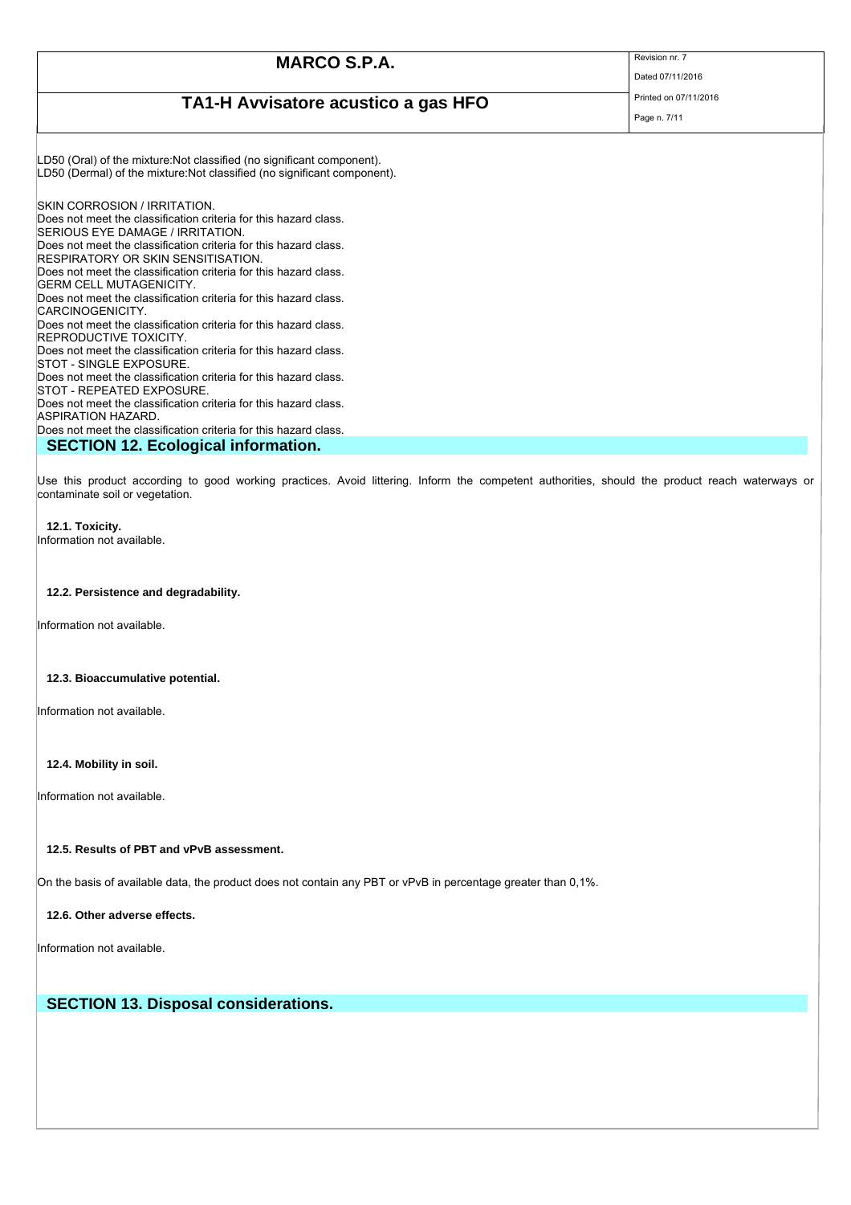LD50 (Oral) of the mixture:Not classified (no significant component).
LD50 (Dermal) of the mixture:Not classified (no significant component).

SKIN CORROSION / IRRITATION.
Does not meet the classification criteria for this hazard class.
SERIOUS EYE DAMAGE / IRRITATION.
Does not meet the classification criteria for this hazard class.
RESPIRATORY OR SKIN SENSITISATION.
Does not meet the classification criteria for this hazard class.
GERM CELL MUTAGENICITY.
Does not meet the classification criteria for this hazard class.
CARCINOGENICITY.
Does not meet the classification criteria for this hazard class.
REPRODUCTIVE TOXICITY.
Does not meet the classification criteria for this hazard class.
STOT - SINGLE EXPOSURE.
Does not meet the classification criteria for this hazard class.
STOT - REPEATED EXPOSURE.
Does not meet the classification criteria for this hazard class.
ASPIRATION HAZARD.
Does not meet the classification criteria for this hazard class.

## SECTION 12. Ecological information.

Use this product according to good working practices. Avoid littering. Inform the competent authorities, should the product reach waterways or contaminate soil or vegetation.

### 12.1. Toxicity.

Information not available.

### 12.2. Persistence and degradability.

Information not available.

### 12.3. Bioaccumulative potential.

Information not available.

### 12.4. Mobility in soil.

Information not available.

### 12.5. Results of PBT and vPvB assessment.

On the basis of available data, the product does not contain any PBT or vPvB in percentage greater than 0,1%.

### 12.6. Other adverse effects.

Information not available.

## SECTION 13. Disposal considerations.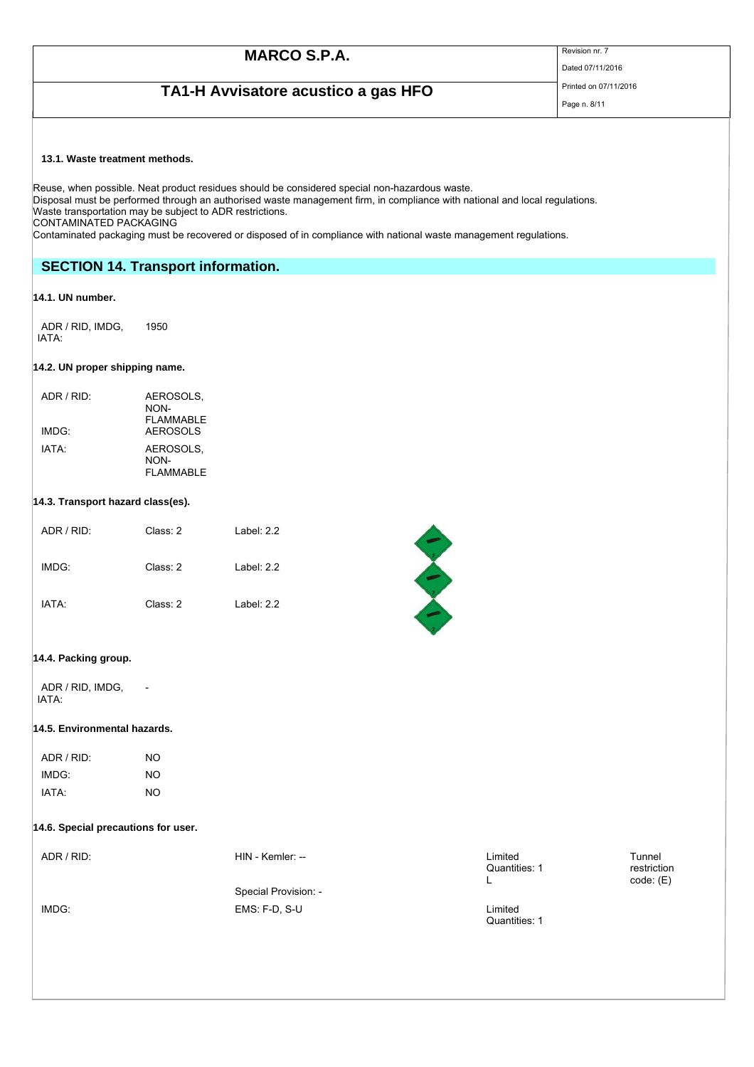#### 13.1. Waste treatment methods.

Reuse, when possible. Neat product residues should be considered special non-hazardous waste.
Disposal must be performed through an authorised waste management firm, in compliance with national and local regulations.
Waste transportation may be subject to ADR restrictions.
CONTAMINATED PACKAGING
Contaminated packaging must be recovered or disposed of in compliance with national waste management regulations.

## SECTION 14. Transport information.

#### 14.1. UN number.

| | |
|---|---|
| ADR / RID, IMDG, IATA: | 1950 |

#### 14.2. UN proper shipping name.

| | |
|---|---|
| ADR / RID: | AEROSOLS, NON-FLAMMABLE |
| IMDG: | AEROSOLS |
| IATA: | AEROSOLS, NON-FLAMMABLE |

#### 14.3. Transport hazard class(es).

| | | |
|---|---|---|
| ADR / RID: | Class: 2 | Label: 2.2 |
| IMDG: | Class: 2 | Label: 2.2 |
| IATA: | Class: 2 | Label: 2.2 |

#### 14.4. Packing group.

| | |
|---|---|
| ADR / RID, IMDG, IATA: | - |

#### 14.5. Environmental hazards.

| | |
|---|---|
| ADR / RID: | NO |
| IMDG: | NO |
| IATA: | NO |

#### 14.6. Special precautions for user.

| | | | |
|---|---|---|---|
| ADR / RID: | HIN - Kemler: -- | Limited Quantities: 1 L | Tunnel restriction code: (E) |
| | Special Provision: - | | |
| IMDG: | EMS: F-D, S-U | Limited Quantities: 1 | |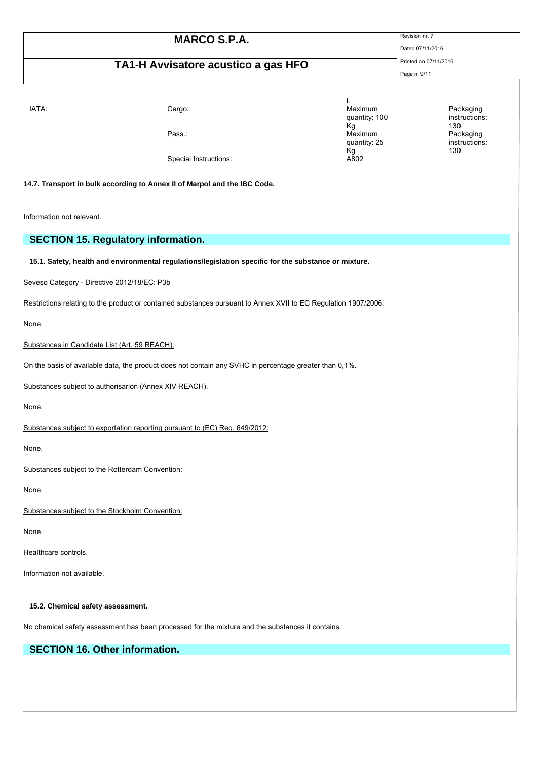| | | | |
|---|---|---|---|
| IATA: | Cargo: | L<br>Maximum quantity: 100 Kg | Packaging instructions: 130 |
| | Pass.: | Maximum quantity: 25 Kg | Packaging instructions: 130 |
| | Special Instructions: | A802 | |

**14.7. Transport in bulk according to Annex II of Marpol and the IBC Code.**

Information not relevant.

## SECTION 15. Regulatory information.

**15.1. Safety, health and environmental regulations/legislation specific for the substance or mixture.**

Seveso Category - Directive 2012/18/EC: P3b

Restrictions relating to the product or contained substances pursuant to Annex XVII to EC Regulation 1907/2006.

None.

Substances in Candidate List (Art. 59 REACH).

On the basis of available data, the product does not contain any SVHC in percentage greater than 0,1%.

Substances subject to authorisarion (Annex XIV REACH).

None.

Substances subject to exportation reporting pursuant to (EC) Reg. 649/2012:

None.

Substances subject to the Rotterdam Convention:

None.

Substances subject to the Stockholm Convention:

None.

Healthcare controls.

Information not available.

**15.2. Chemical safety assessment.**

No chemical safety assessment has been processed for the mixture and the substances it contains.

## SECTION 16. Other information.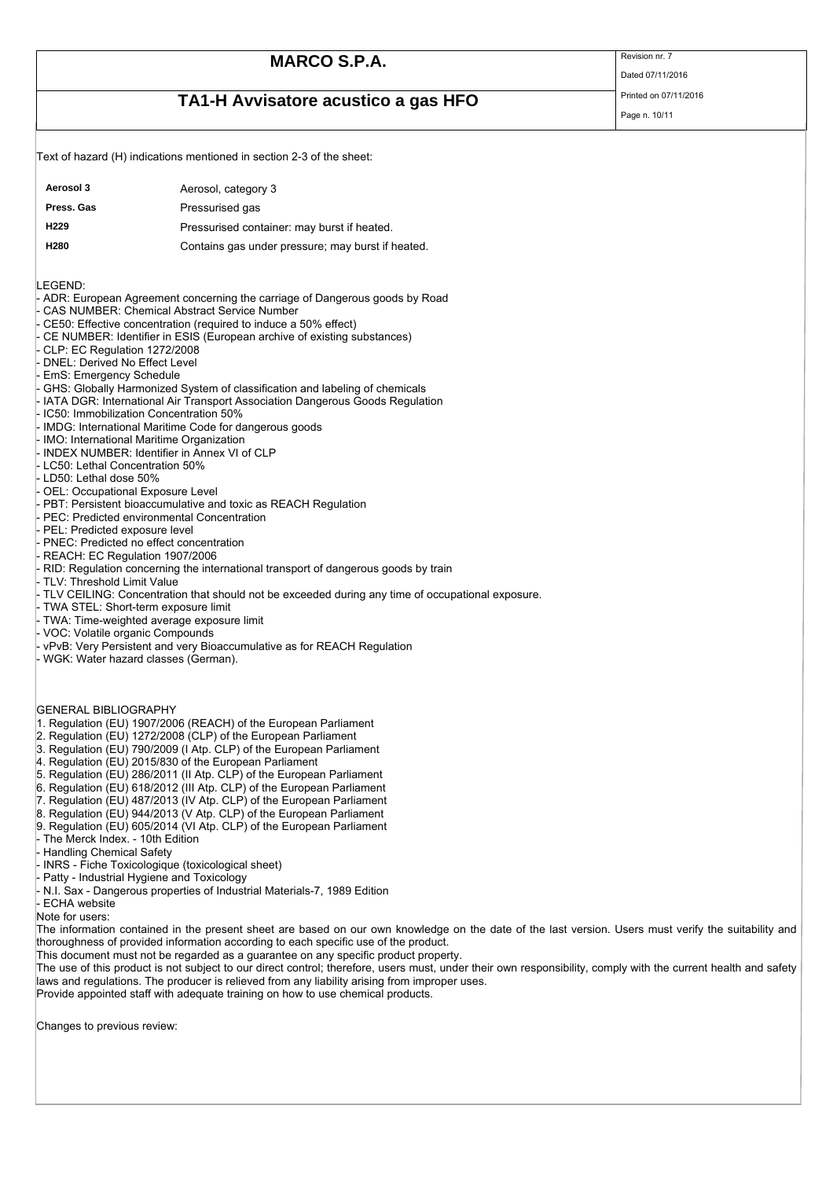Text of hazard (H) indications mentioned in section 2-3 of the sheet:

| | |
|---|---|
| **Aerosol 3** | Aerosol, category 3 |
| **Press. Gas** | Pressurised gas |
| **H229** | Pressurised container: may burst if heated. |
| **H280** | Contains gas under pressure; may burst if heated. |

LEGEND:

- ADR: European Agreement concerning the carriage of Dangerous goods by Road
- CAS NUMBER: Chemical Abstract Service Number
- CE50: Effective concentration (required to induce a 50% effect)
- CE NUMBER: Identifier in ESIS (European archive of existing substances)
- CLP: EC Regulation 1272/2008
- DNEL: Derived No Effect Level
- EmS: Emergency Schedule
- GHS: Globally Harmonized System of classification and labeling of chemicals
- IATA DGR: International Air Transport Association Dangerous Goods Regulation
- IC50: Immobilization Concentration 50%
- IMDG: International Maritime Code for dangerous goods
- IMO: International Maritime Organization
- INDEX NUMBER: Identifier in Annex VI of CLP
- LC50: Lethal Concentration 50%
- LD50: Lethal dose 50%
- OEL: Occupational Exposure Level
- PBT: Persistent bioaccumulative and toxic as REACH Regulation
- PEC: Predicted environmental Concentration
- PEL: Predicted exposure level
- PNEC: Predicted no effect concentration
- REACH: EC Regulation 1907/2006
- RID: Regulation concerning the international transport of dangerous goods by train
- TLV: Threshold Limit Value
- TLV CEILING: Concentration that should not be exceeded during any time of occupational exposure.
- TWA STEL: Short-term exposure limit
- TWA: Time-weighted average exposure limit
- VOC: Volatile organic Compounds
- vPvB: Very Persistent and very Bioaccumulative as for REACH Regulation
- WGK: Water hazard classes (German).

GENERAL BIBLIOGRAPHY

1. Regulation (EU) 1907/2006 (REACH) of the European Parliament
2. Regulation (EU) 1272/2008 (CLP) of the European Parliament
3. Regulation (EU) 790/2009 (I Atp. CLP) of the European Parliament
4. Regulation (EU) 2015/830 of the European Parliament
5. Regulation (EU) 286/2011 (II Atp. CLP) of the European Parliament
6. Regulation (EU) 618/2012 (III Atp. CLP) of the European Parliament
7. Regulation (EU) 487/2013 (IV Atp. CLP) of the European Parliament
8. Regulation (EU) 944/2013 (V Atp. CLP) of the European Parliament
9. Regulation (EU) 605/2014 (VI Atp. CLP) of the European Parliament

- The Merck Index. - 10th Edition
- Handling Chemical Safety
- INRS - Fiche Toxicologique (toxicological sheet)
- Patty - Industrial Hygiene and Toxicology
- N.I. Sax - Dangerous properties of Industrial Materials-7, 1989 Edition
- ECHA website

Note for users:

The information contained in the present sheet are based on our own knowledge on the date of the last version. Users must verify the suitability and thoroughness of provided information according to each specific use of the product.

This document must not be regarded as a guarantee on any specific product property.

The use of this product is not subject to our direct control; therefore, users must, under their own responsibility, comply with the current health and safety laws and regulations. The producer is relieved from any liability arising from improper uses.

Provide appointed staff with adequate training on how to use chemical products.

Changes to previous review: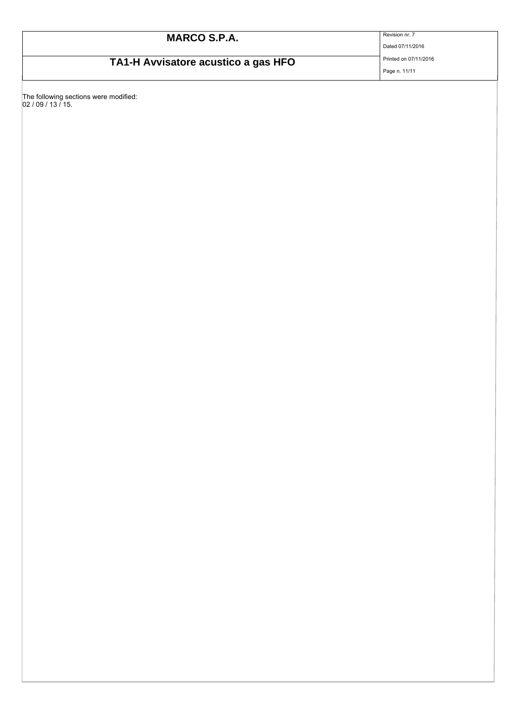The following sections were modified:
02 / 09 / 13 / 15.